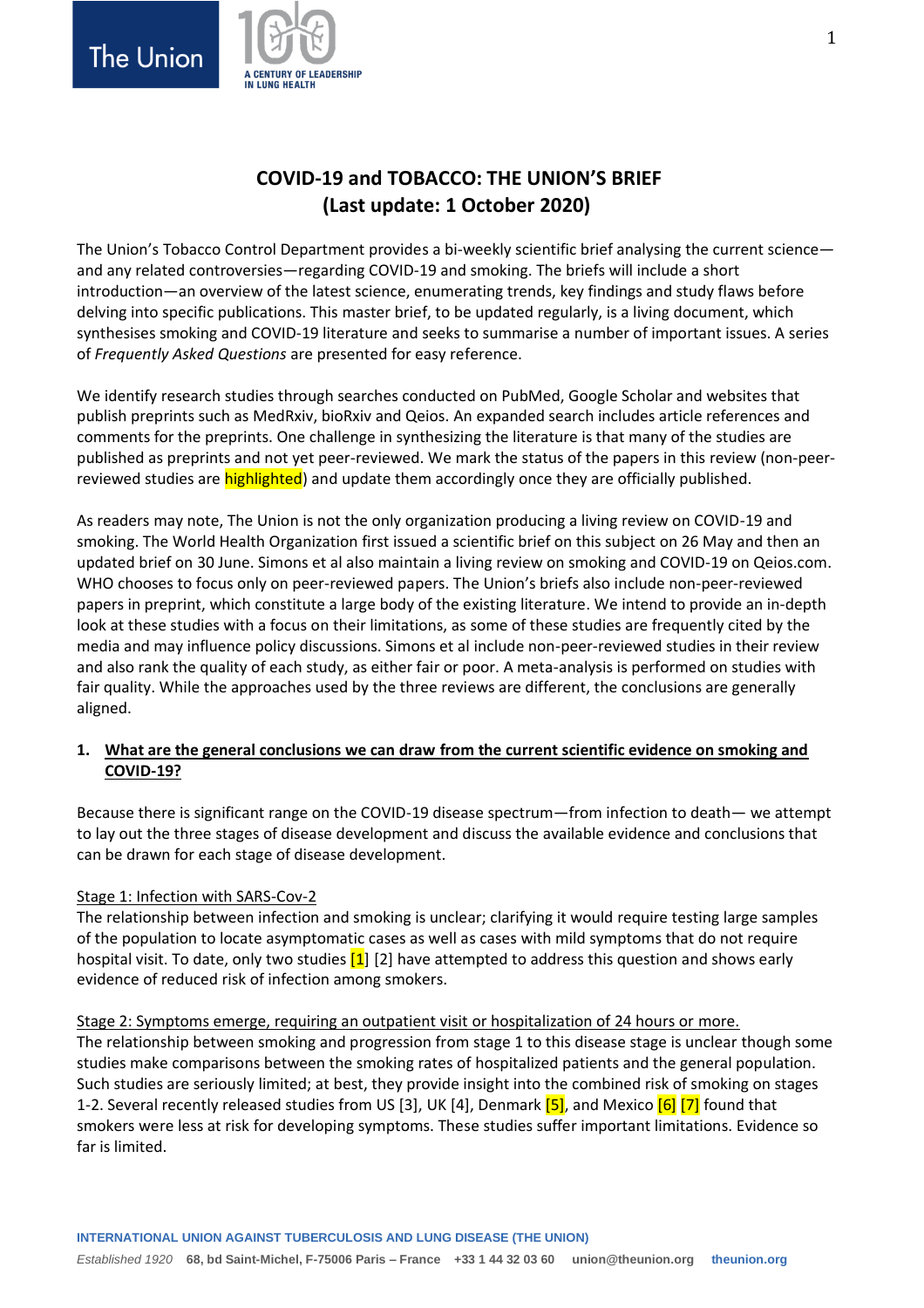# COVID-19 and TOBACCO: THE UNION'S BRIEF (Last update: 1 October 2020)

The Union's Tobacco Control Department provides a bi-weekly scientific brief analysing the current science—and any related controversies—regarding COVID-19 and smoking. The briefs will include a short introduction—an overview of the latest science, enumerating trends, key findings and study flaws before delving into specific publications. This master brief, to be updated regularly, is a living document, which synthesises smoking and COVID-19 literature and seeks to summarise a number of important issues. A series of *Frequently Asked Questions* are presented for easy reference.

We identify research studies through searches conducted on PubMed, Google Scholar and websites that publish preprints such as MedRxiv, bioRxiv and Qeios. An expanded search includes article references and comments for the preprints. One challenge in synthesizing the literature is that many of the studies are published as preprints and not yet peer-reviewed. We mark the status of the papers in this review (non-peer-reviewed studies are highlighted) and update them accordingly once they are officially published.

As readers may note, The Union is not the only organization producing a living review on COVID-19 and smoking. The World Health Organization first issued a scientific brief on this subject on 26 May and then an updated brief on 30 June. Simons et al also maintain a living review on smoking and COVID-19 on Qeios.com. WHO chooses to focus only on peer-reviewed papers. The Union's briefs also include non-peer-reviewed papers in preprint, which constitute a large body of the existing literature. We intend to provide an in-depth look at these studies with a focus on their limitations, as some of these studies are frequently cited by the media and may influence policy discussions. Simons et al include non-peer-reviewed studies in their review and also rank the quality of each study, as either fair or poor. A meta-analysis is performed on studies with fair quality. While the approaches used by the three reviews are different, the conclusions are generally aligned.

## 1. What are the general conclusions we can draw from the current scientific evidence on smoking and COVID-19?

Because there is significant range on the COVID-19 disease spectrum—from infection to death— we attempt to lay out the three stages of disease development and discuss the available evidence and conclusions that can be drawn for each stage of disease development.

### Stage 1: Infection with SARS-Cov-2

The relationship between infection and smoking is unclear; clarifying it would require testing large samples of the population to locate asymptomatic cases as well as cases with mild symptoms that do not require hospital visit. To date, only two studies [1] [2] have attempted to address this question and shows early evidence of reduced risk of infection among smokers.

### Stage 2: Symptoms emerge, requiring an outpatient visit or hospitalization of 24 hours or more.

The relationship between smoking and progression from stage 1 to this disease stage is unclear though some studies make comparisons between the smoking rates of hospitalized patients and the general population. Such studies are seriously limited; at best, they provide insight into the combined risk of smoking on stages 1-2. Several recently released studies from US [3], UK [4], Denmark [5], and Mexico [6] [7] found that smokers were less at risk for developing symptoms. These studies suffer important limitations. Evidence so far is limited.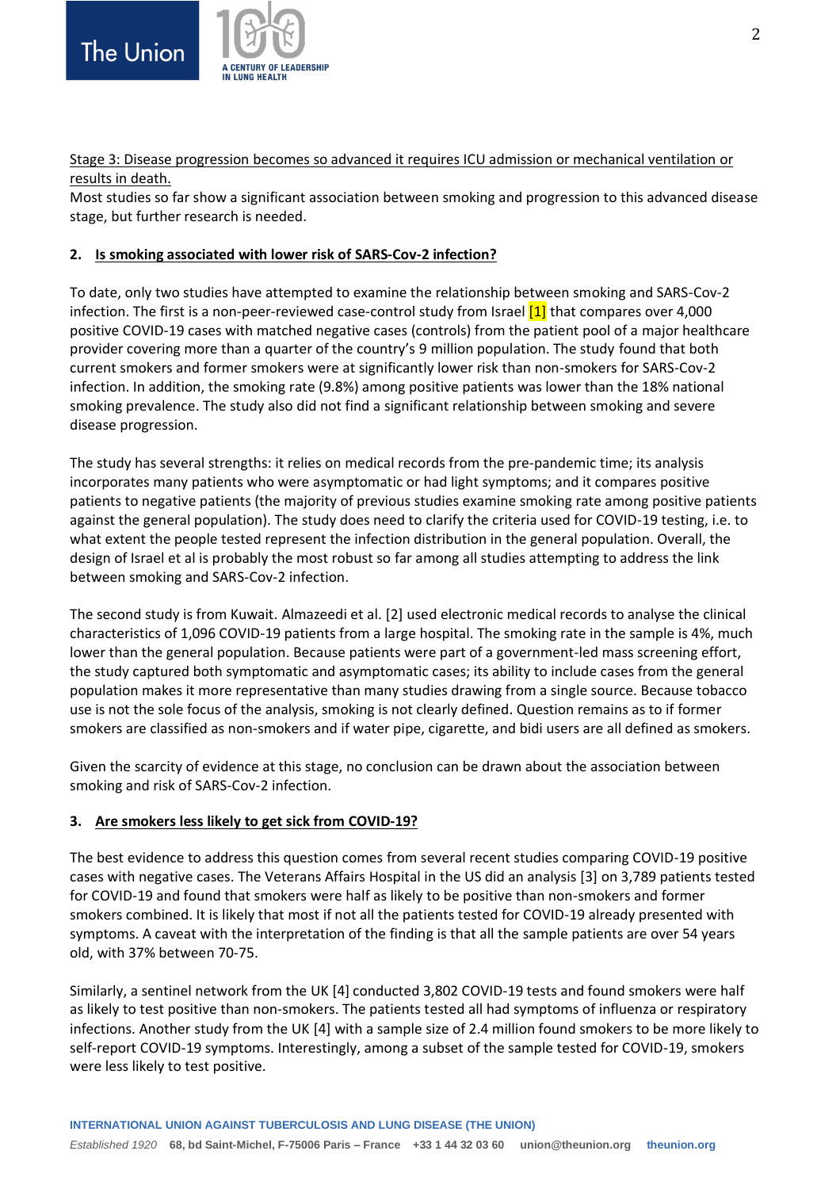Stage 3: Disease progression becomes so advanced it requires ICU admission or mechanical ventilation or results in death.

Most studies so far show a significant association between smoking and progression to this advanced disease stage, but further research is needed.

## 2. Is smoking associated with lower risk of SARS-Cov-2 infection?

To date, only two studies have attempted to examine the relationship between smoking and SARS-Cov-2 infection. The first is a non-peer-reviewed case-control study from Israel [1] that compares over 4,000 positive COVID-19 cases with matched negative cases (controls) from the patient pool of a major healthcare provider covering more than a quarter of the country's 9 million population. The study found that both current smokers and former smokers were at significantly lower risk than non-smokers for SARS-Cov-2 infection. In addition, the smoking rate (9.8%) among positive patients was lower than the 18% national smoking prevalence. The study also did not find a significant relationship between smoking and severe disease progression.

The study has several strengths: it relies on medical records from the pre-pandemic time; its analysis incorporates many patients who were asymptomatic or had light symptoms; and it compares positive patients to negative patients (the majority of previous studies examine smoking rate among positive patients against the general population). The study does need to clarify the criteria used for COVID-19 testing, i.e. to what extent the people tested represent the infection distribution in the general population. Overall, the design of Israel et al is probably the most robust so far among all studies attempting to address the link between smoking and SARS-Cov-2 infection.

The second study is from Kuwait. Almazeedi et al. [2] used electronic medical records to analyse the clinical characteristics of 1,096 COVID-19 patients from a large hospital. The smoking rate in the sample is 4%, much lower than the general population. Because patients were part of a government-led mass screening effort, the study captured both symptomatic and asymptomatic cases; its ability to include cases from the general population makes it more representative than many studies drawing from a single source. Because tobacco use is not the sole focus of the analysis, smoking is not clearly defined. Question remains as to if former smokers are classified as non-smokers and if water pipe, cigarette, and bidi users are all defined as smokers.

Given the scarcity of evidence at this stage, no conclusion can be drawn about the association between smoking and risk of SARS-Cov-2 infection.

## 3. Are smokers less likely to get sick from COVID-19?

The best evidence to address this question comes from several recent studies comparing COVID-19 positive cases with negative cases. The Veterans Affairs Hospital in the US did an analysis [3] on 3,789 patients tested for COVID-19 and found that smokers were half as likely to be positive than non-smokers and former smokers combined. It is likely that most if not all the patients tested for COVID-19 already presented with symptoms. A caveat with the interpretation of the finding is that all the sample patients are over 54 years old, with 37% between 70-75.

Similarly, a sentinel network from the UK [4] conducted 3,802 COVID-19 tests and found smokers were half as likely to test positive than non-smokers. The patients tested all had symptoms of influenza or respiratory infections. Another study from the UK [4] with a sample size of 2.4 million found smokers to be more likely to self-report COVID-19 symptoms. Interestingly, among a subset of the sample tested for COVID-19, smokers were less likely to test positive.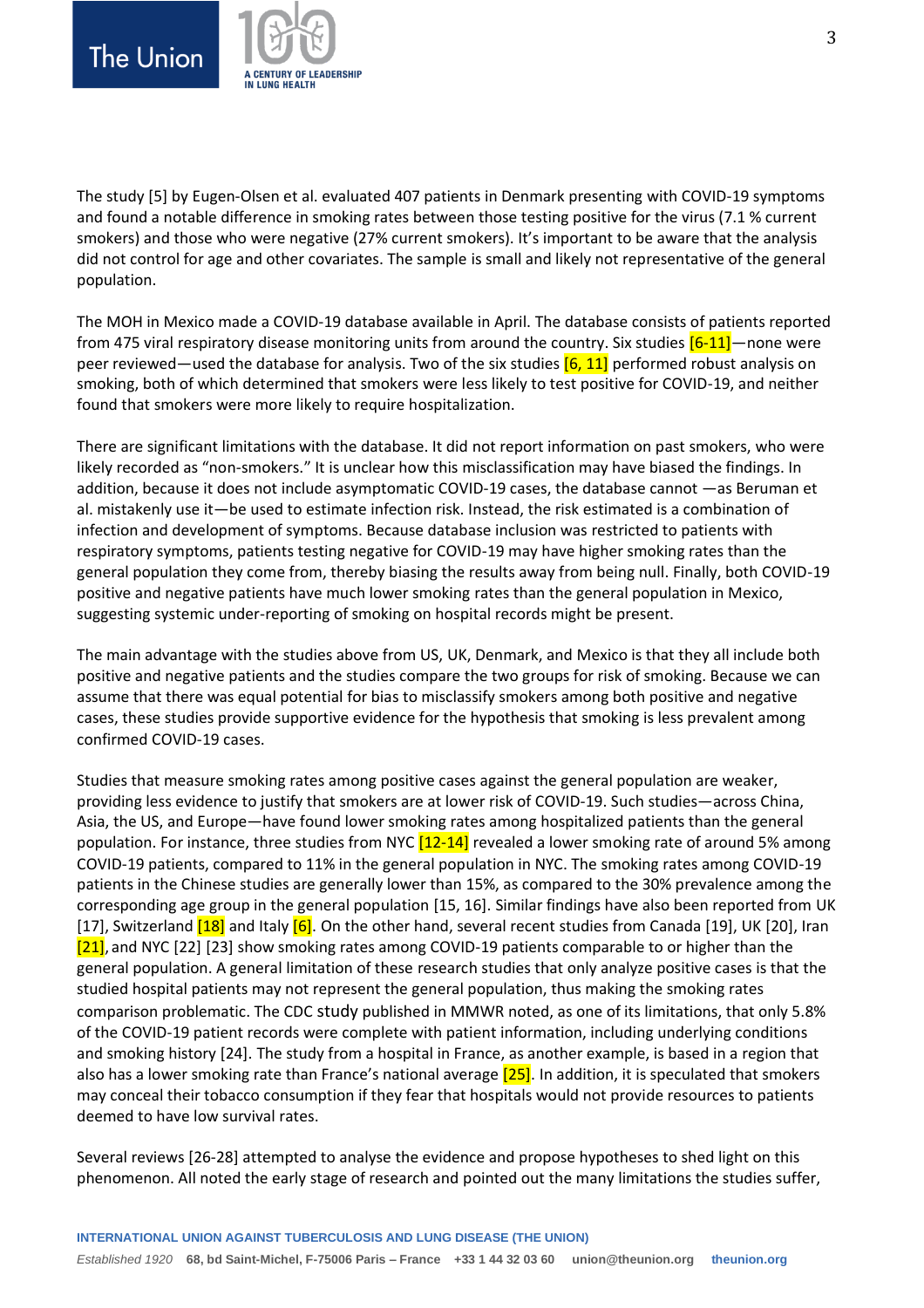The study [5] by Eugen-Olsen et al. evaluated 407 patients in Denmark presenting with COVID-19 symptoms and found a notable difference in smoking rates between those testing positive for the virus (7.1 % current smokers) and those who were negative (27% current smokers). It's important to be aware that the analysis did not control for age and other covariates. The sample is small and likely not representative of the general population.

The MOH in Mexico made a COVID-19 database available in April. The database consists of patients reported from 475 viral respiratory disease monitoring units from around the country. Six studies [6-11]—none were peer reviewed—used the database for analysis. Two of the six studies [6, 11] performed robust analysis on smoking, both of which determined that smokers were less likely to test positive for COVID-19, and neither found that smokers were more likely to require hospitalization.

There are significant limitations with the database. It did not report information on past smokers, who were likely recorded as "non-smokers." It is unclear how this misclassification may have biased the findings. In addition, because it does not include asymptomatic COVID-19 cases, the database cannot —as Beruman et al. mistakenly use it—be used to estimate infection risk. Instead, the risk estimated is a combination of infection and development of symptoms. Because database inclusion was restricted to patients with respiratory symptoms, patients testing negative for COVID-19 may have higher smoking rates than the general population they come from, thereby biasing the results away from being null. Finally, both COVID-19 positive and negative patients have much lower smoking rates than the general population in Mexico, suggesting systemic under-reporting of smoking on hospital records might be present.

The main advantage with the studies above from US, UK, Denmark, and Mexico is that they all include both positive and negative patients and the studies compare the two groups for risk of smoking. Because we can assume that there was equal potential for bias to misclassify smokers among both positive and negative cases, these studies provide supportive evidence for the hypothesis that smoking is less prevalent among confirmed COVID-19 cases.

Studies that measure smoking rates among positive cases against the general population are weaker, providing less evidence to justify that smokers are at lower risk of COVID-19. Such studies—across China, Asia, the US, and Europe—have found lower smoking rates among hospitalized patients than the general population. For instance, three studies from NYC [12-14] revealed a lower smoking rate of around 5% among COVID-19 patients, compared to 11% in the general population in NYC. The smoking rates among COVID-19 patients in the Chinese studies are generally lower than 15%, as compared to the 30% prevalence among the corresponding age group in the general population [15, 16]. Similar findings have also been reported from UK [17], Switzerland [18] and Italy [6]. On the other hand, several recent studies from Canada [19], UK [20], Iran [21], and NYC [22] [23] show smoking rates among COVID-19 patients comparable to or higher than the general population. A general limitation of these research studies that only analyze positive cases is that the studied hospital patients may not represent the general population, thus making the smoking rates comparison problematic. The CDC study published in MMWR noted, as one of its limitations, that only 5.8% of the COVID-19 patient records were complete with patient information, including underlying conditions and smoking history [24]. The study from a hospital in France, as another example, is based in a region that also has a lower smoking rate than France's national average [25]. In addition, it is speculated that smokers may conceal their tobacco consumption if they fear that hospitals would not provide resources to patients deemed to have low survival rates.

Several reviews [26-28] attempted to analyse the evidence and propose hypotheses to shed light on this phenomenon. All noted the early stage of research and pointed out the many limitations the studies suffer,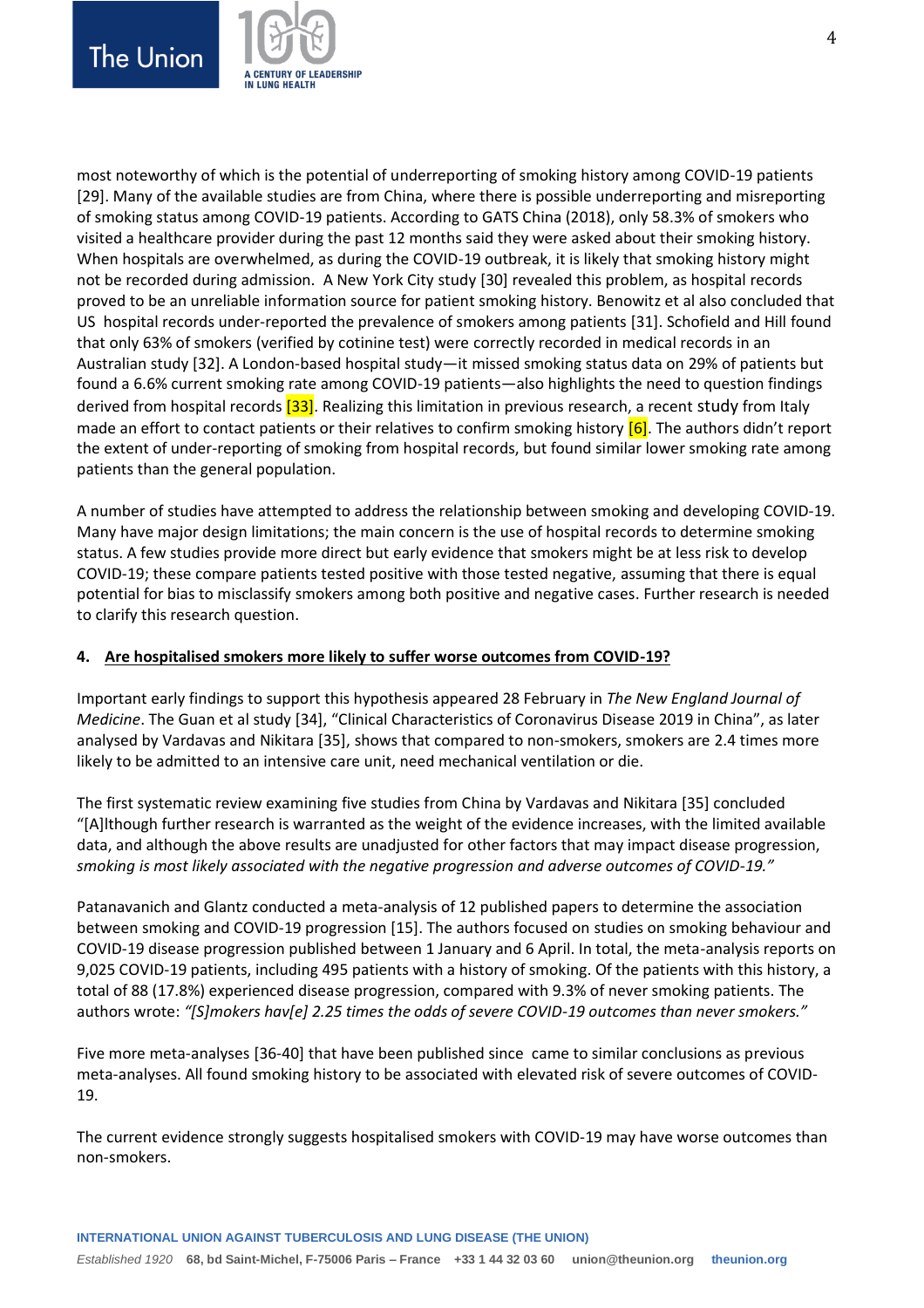most noteworthy of which is the potential of underreporting of smoking history among COVID-19 patients [29]. Many of the available studies are from China, where there is possible underreporting and misreporting of smoking status among COVID-19 patients. According to GATS China (2018), only 58.3% of smokers who visited a healthcare provider during the past 12 months said they were asked about their smoking history. When hospitals are overwhelmed, as during the COVID-19 outbreak, it is likely that smoking history might not be recorded during admission. A New York City study [30] revealed this problem, as hospital records proved to be an unreliable information source for patient smoking history. Benowitz et al also concluded that US hospital records under-reported the prevalence of smokers among patients [31]. Schofield and Hill found that only 63% of smokers (verified by cotinine test) were correctly recorded in medical records in an Australian study [32]. A London-based hospital study—it missed smoking status data on 29% of patients but found a 6.6% current smoking rate among COVID-19 patients—also highlights the need to question findings derived from hospital records [33]. Realizing this limitation in previous research, a recent study from Italy made an effort to contact patients or their relatives to confirm smoking history [6]. The authors didn't report the extent of under-reporting of smoking from hospital records, but found similar lower smoking rate among patients than the general population.

A number of studies have attempted to address the relationship between smoking and developing COVID-19. Many have major design limitations; the main concern is the use of hospital records to determine smoking status. A few studies provide more direct but early evidence that smokers might be at less risk to develop COVID-19; these compare patients tested positive with those tested negative, assuming that there is equal potential for bias to misclassify smokers among both positive and negative cases. Further research is needed to clarify this research question.

## 4. Are hospitalised smokers more likely to suffer worse outcomes from COVID-19?

Important early findings to support this hypothesis appeared 28 February in *The New England Journal of Medicine*. The Guan et al study [34], "Clinical Characteristics of Coronavirus Disease 2019 in China", as later analysed by Vardavas and Nikitara [35], shows that compared to non-smokers, smokers are 2.4 times more likely to be admitted to an intensive care unit, need mechanical ventilation or die.

The first systematic review examining five studies from China by Vardavas and Nikitara [35] concluded "[A]lthough further research is warranted as the weight of the evidence increases, with the limited available data, and although the above results are unadjusted for other factors that may impact disease progression, *smoking is most likely associated with the negative progression and adverse outcomes of COVID-19."*

Patanavanich and Glantz conducted a meta-analysis of 12 published papers to determine the association between smoking and COVID-19 progression [15]. The authors focused on studies on smoking behaviour and COVID-19 disease progression published between 1 January and 6 April. In total, the meta-analysis reports on 9,025 COVID-19 patients, including 495 patients with a history of smoking. Of the patients with this history, a total of 88 (17.8%) experienced disease progression, compared with 9.3% of never smoking patients. The authors wrote: *"[S]mokers hav[e] 2.25 times the odds of severe COVID-19 outcomes than never smokers."*

Five more meta-analyses [36-40] that have been published since came to similar conclusions as previous meta-analyses. All found smoking history to be associated with elevated risk of severe outcomes of COVID-19.

The current evidence strongly suggests hospitalised smokers with COVID-19 may have worse outcomes than non-smokers.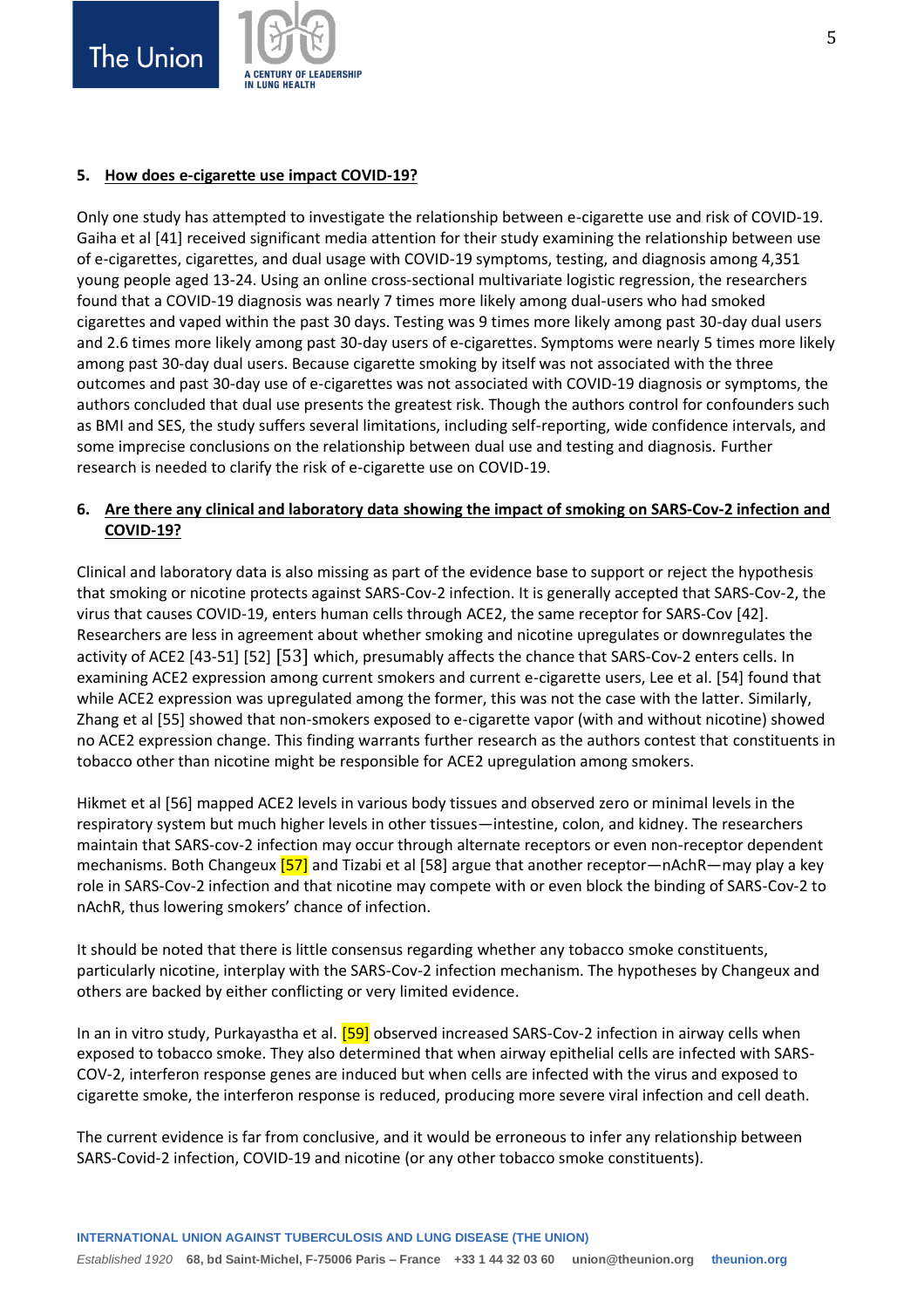## 5. How does e-cigarette use impact COVID-19?

Only one study has attempted to investigate the relationship between e-cigarette use and risk of COVID-19. Gaiha et al [41] received significant media attention for their study examining the relationship between use of e-cigarettes, cigarettes, and dual usage with COVID-19 symptoms, testing, and diagnosis among 4,351 young people aged 13-24. Using an online cross-sectional multivariate logistic regression, the researchers found that a COVID-19 diagnosis was nearly 7 times more likely among dual-users who had smoked cigarettes and vaped within the past 30 days. Testing was 9 times more likely among past 30-day dual users and 2.6 times more likely among past 30-day users of e-cigarettes. Symptoms were nearly 5 times more likely among past 30-day dual users. Because cigarette smoking by itself was not associated with the three outcomes and past 30-day use of e-cigarettes was not associated with COVID-19 diagnosis or symptoms, the authors concluded that dual use presents the greatest risk. Though the authors control for confounders such as BMI and SES, the study suffers several limitations, including self-reporting, wide confidence intervals, and some imprecise conclusions on the relationship between dual use and testing and diagnosis. Further research is needed to clarify the risk of e-cigarette use on COVID-19.

## 6. Are there any clinical and laboratory data showing the impact of smoking on SARS-Cov-2 infection and COVID-19?

Clinical and laboratory data is also missing as part of the evidence base to support or reject the hypothesis that smoking or nicotine protects against SARS-Cov-2 infection. It is generally accepted that SARS-Cov-2, the virus that causes COVID-19, enters human cells through ACE2, the same receptor for SARS-Cov [42]. Researchers are less in agreement about whether smoking and nicotine upregulates or downregulates the activity of ACE2 [43-51] [52] [53] which, presumably affects the chance that SARS-Cov-2 enters cells. In examining ACE2 expression among current smokers and current e-cigarette users, Lee et al. [54] found that while ACE2 expression was upregulated among the former, this was not the case with the latter. Similarly, Zhang et al [55] showed that non-smokers exposed to e-cigarette vapor (with and without nicotine) showed no ACE2 expression change. This finding warrants further research as the authors contest that constituents in tobacco other than nicotine might be responsible for ACE2 upregulation among smokers.

Hikmet et al [56] mapped ACE2 levels in various body tissues and observed zero or minimal levels in the respiratory system but much higher levels in other tissues—intestine, colon, and kidney. The researchers maintain that SARS-cov-2 infection may occur through alternate receptors or even non-receptor dependent mechanisms. Both Changeux [57] and Tizabi et al [58] argue that another receptor—nAchR—may play a key role in SARS-Cov-2 infection and that nicotine may compete with or even block the binding of SARS-Cov-2 to nAchR, thus lowering smokers' chance of infection.

It should be noted that there is little consensus regarding whether any tobacco smoke constituents, particularly nicotine, interplay with the SARS-Cov-2 infection mechanism. The hypotheses by Changeux and others are backed by either conflicting or very limited evidence.

In an in vitro study, Purkayastha et al. [59] observed increased SARS-Cov-2 infection in airway cells when exposed to tobacco smoke. They also determined that when airway epithelial cells are infected with SARS-COV-2, interferon response genes are induced but when cells are infected with the virus and exposed to cigarette smoke, the interferon response is reduced, producing more severe viral infection and cell death.

The current evidence is far from conclusive, and it would be erroneous to infer any relationship between SARS-Covid-2 infection, COVID-19 and nicotine (or any other tobacco smoke constituents).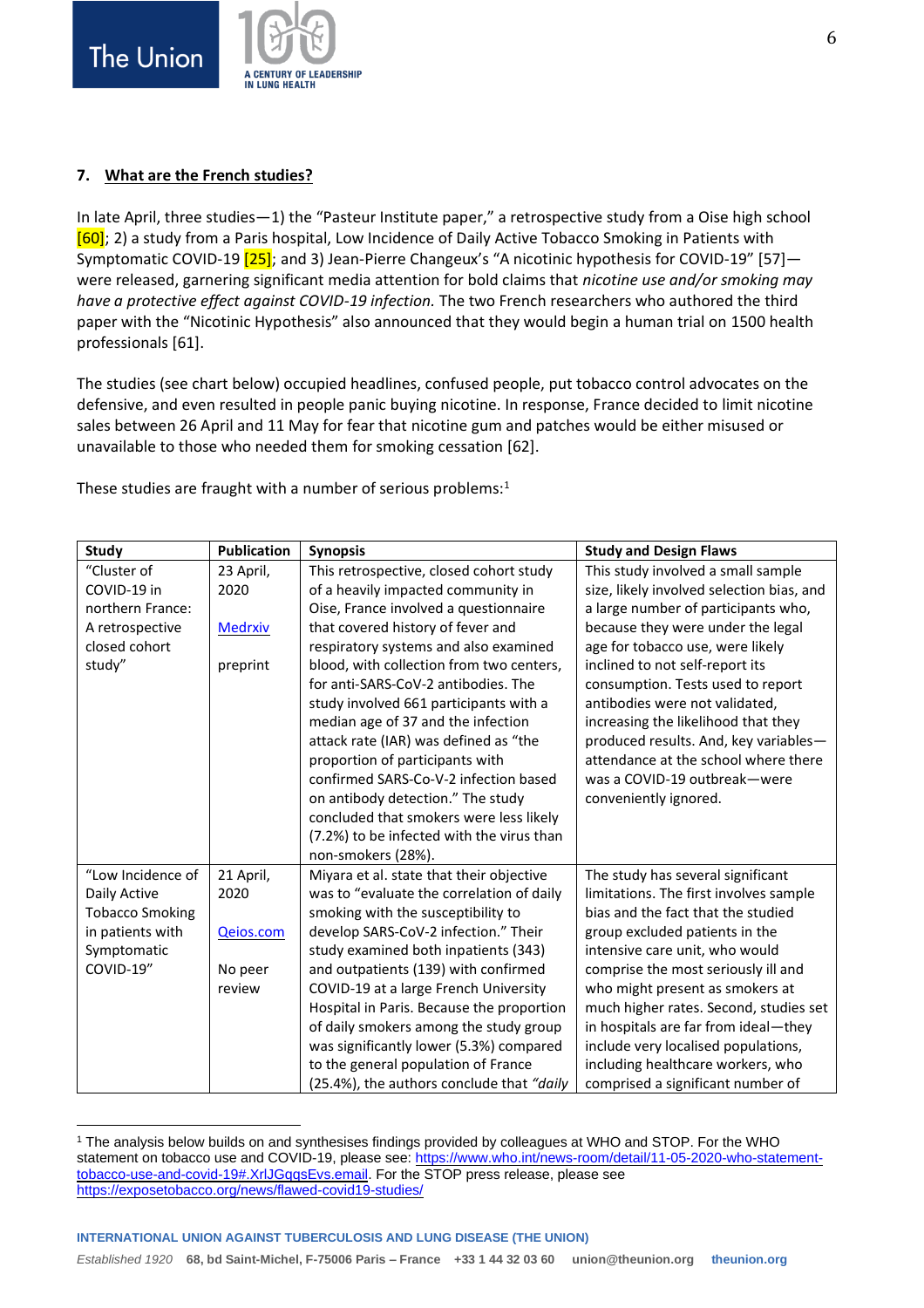## 7. What are the French studies?

In late April, three studies—1) the "Pasteur Institute paper," a retrospective study from a Oise high school [60]; 2) a study from a Paris hospital, Low Incidence of Daily Active Tobacco Smoking in Patients with Symptomatic COVID-19 [25]; and 3) Jean-Pierre Changeux's "A nicotinic hypothesis for COVID-19" [57]—were released, garnering significant media attention for bold claims that *nicotine use and/or smoking may have a protective effect against COVID-19 infection.* The two French researchers who authored the third paper with the "Nicotinic Hypothesis" also announced that they would begin a human trial on 1500 health professionals [61].

The studies (see chart below) occupied headlines, confused people, put tobacco control advocates on the defensive, and even resulted in people panic buying nicotine. In response, France decided to limit nicotine sales between 26 April and 11 May for fear that nicotine gum and patches would be either misused or unavailable to those who needed them for smoking cessation [62].

These studies are fraught with a number of serious problems:[1]

| Study | Publication | Synopsis | Study and Design Flaws |
|---|---|---|---|
| "Cluster of COVID-19 in northern France: A retrospective closed cohort study" | 23 April, 2020<br><br>Medrxiv<br><br>preprint | This retrospective, closed cohort study of a heavily impacted community in Oise, France involved a questionnaire that covered history of fever and respiratory systems and also examined blood, with collection from two centers, for anti-SARS-CoV-2 antibodies. The study involved 661 participants with a median age of 37 and the infection attack rate (IAR) was defined as "the proportion of participants with confirmed SARS-Co-V-2 infection based on antibody detection." The study concluded that smokers were less likely (7.2%) to be infected with the virus than non-smokers (28%). | This study involved a small sample size, likely involved selection bias, and a large number of participants who, because they were under the legal age for tobacco use, were likely inclined to not self-report its consumption. Tests used to report antibodies were not validated, increasing the likelihood that they produced results. And, key variables—attendance at the school where there was a COVID-19 outbreak—were conveniently ignored. |
| "Low Incidence of Daily Active Tobacco Smoking in patients with Symptomatic COVID-19" | 21 April, 2020<br><br>Qeios.com<br><br>No peer review | Miyara et al. state that their objective was to "evaluate the correlation of daily smoking with the susceptibility to develop SARS-CoV-2 infection." Their study examined both inpatients (343) and outpatients (139) with confirmed COVID-19 at a large French University Hospital in Paris. Because the proportion of daily smokers among the study group was significantly lower (5.3%) compared to the general population of France (25.4%), the authors conclude that *"daily* | The study has several significant limitations. The first involves sample bias and the fact that the studied group excluded patients in the intensive care unit, who would comprise the most seriously ill and who might present as smokers at much higher rates. Second, studies set in hospitals are far from ideal—they include very localised populations, including healthcare workers, who comprised a significant number of |

[1] The analysis below builds on and synthesises findings provided by colleagues at WHO and STOP. For the WHO statement on tobacco use and COVID-19, please see: https://www.who.int/news-room/detail/11-05-2020-who-statement-tobacco-use-and-covid-19#.XrlJGqqsEvs.email. For the STOP press release, please see https://exposetobacco.org/news/flawed-covid19-studies/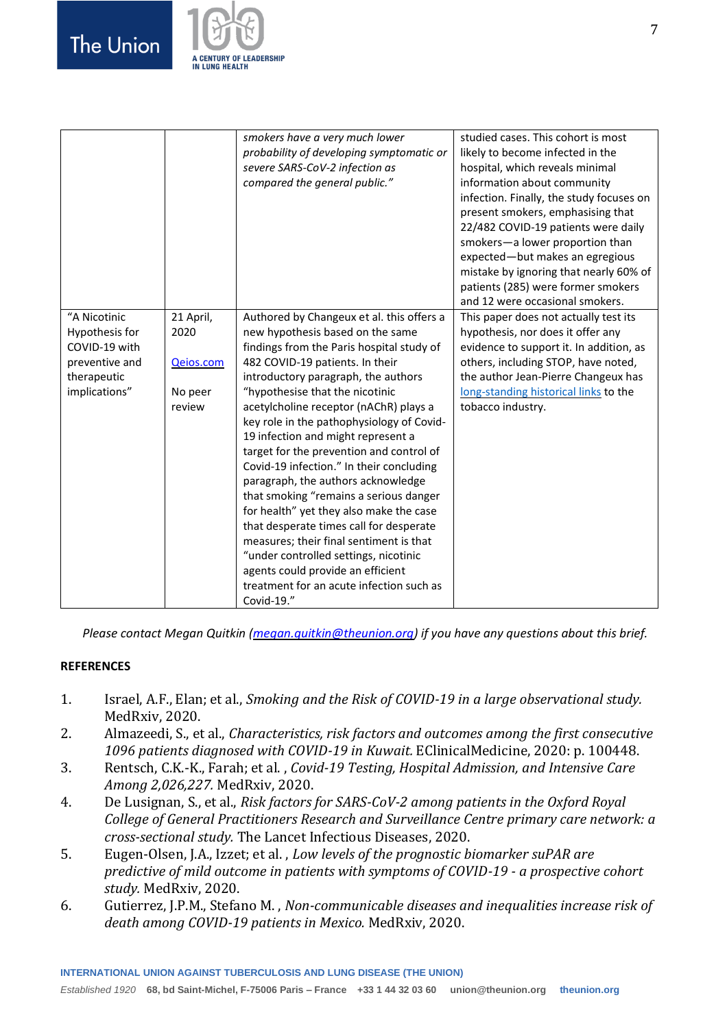| | | | |
|---|---|---|---|
| | | *smokers have a very much lower probability of developing symptomatic or severe SARS-CoV-2 infection as compared the general public."* | studied cases. This cohort is most likely to become infected in the hospital, which reveals minimal information about community infection. Finally, the study focuses on present smokers, emphasising that 22/482 COVID-19 patients were daily smokers—a lower proportion than expected—but makes an egregious mistake by ignoring that nearly 60% of patients (285) were former smokers and 12 were occasional smokers. |
| "A Nicotinic Hypothesis for COVID-19 with preventive and therapeutic implications" | 21 April, 2020<br><br>Qeios.com<br><br>No peer review | Authored by Changeux et al. this offers a new hypothesis based on the same findings from the Paris hospital study of 482 COVID-19 patients. In their introductory paragraph, the authors "hypothesise that the nicotinic acetylcholine receptor (nAChR) plays a key role in the pathophysiology of Covid-19 infection and might represent a target for the prevention and control of Covid-19 infection." In their concluding paragraph, the authors acknowledge that smoking "remains a serious danger for health" yet they also make the case that desperate times call for desperate measures; their final sentiment is that "under controlled settings, nicotinic agents could provide an efficient treatment for an acute infection such as Covid-19." | This paper does not actually test its hypothesis, nor does it offer any evidence to support it. In addition, as others, including STOP, have noted, the author Jean-Pierre Changeux has long-standing historical links to the tobacco industry. |

*Please contact Megan Quitkin (megan.quitkin@theunion.org) if you have any questions about this brief.*

**REFERENCES**

1. Israel, A.F., Elan; et al., *Smoking and the Risk of COVID-19 in a large observational study.* MedRxiv, 2020.
2. Almazeedi, S., et al., *Characteristics, risk factors and outcomes among the first consecutive 1096 patients diagnosed with COVID-19 in Kuwait.* EClinicalMedicine, 2020: p. 100448.
3. Rentsch, C.K.-K., Farah; et al. , *Covid-19 Testing, Hospital Admission, and Intensive Care Among 2,026,227.* MedRxiv, 2020.
4. De Lusignan, S., et al., *Risk factors for SARS-CoV-2 among patients in the Oxford Royal College of General Practitioners Research and Surveillance Centre primary care network: a cross-sectional study.* The Lancet Infectious Diseases, 2020.
5. Eugen-Olsen, J.A., Izzet; et al. , *Low levels of the prognostic biomarker suPAR are predictive of mild outcome in patients with symptoms of COVID-19 - a prospective cohort study.* MedRxiv, 2020.
6. Gutierrez, J.P.M., Stefano M. , *Non-communicable diseases and inequalities increase risk of death among COVID-19 patients in Mexico.* MedRxiv, 2020.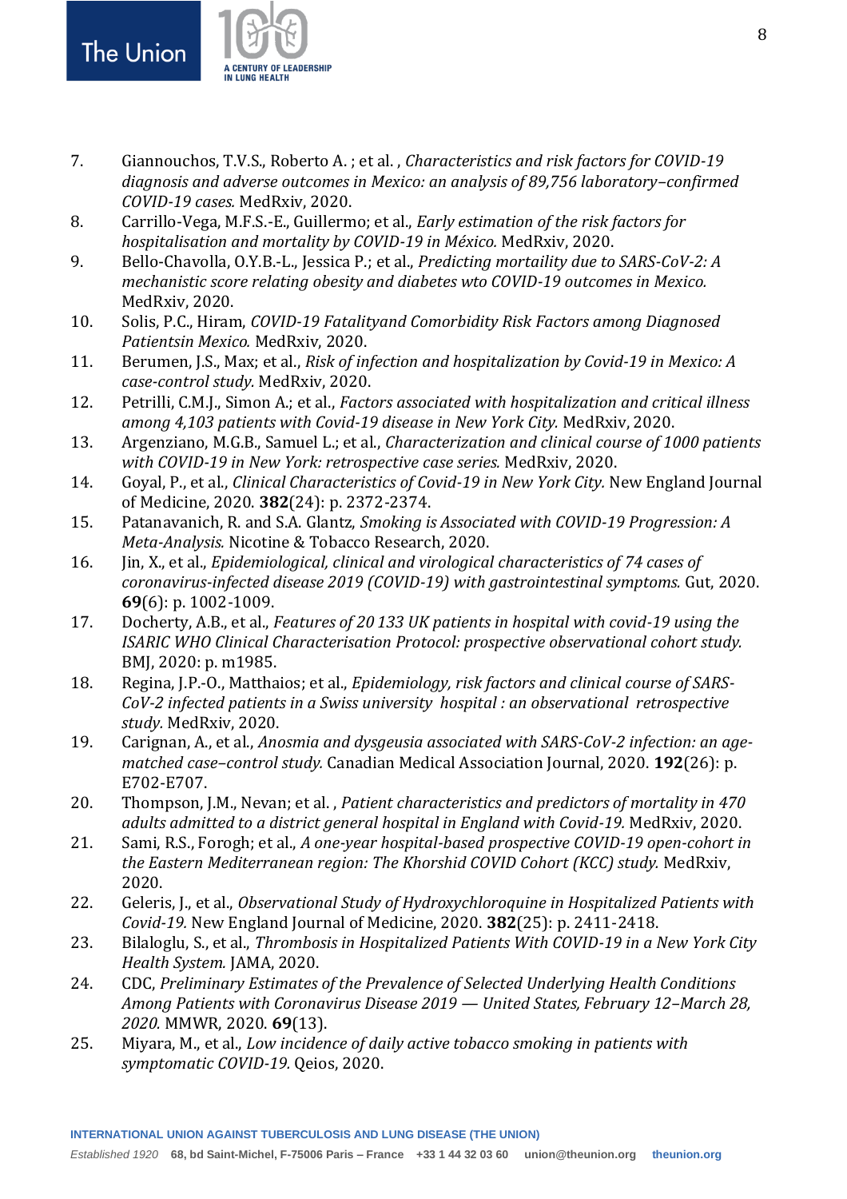7. Giannouchos, T.V.S., Roberto A. ; et al. , *Characteristics and risk factors for COVID-19 diagnosis and adverse outcomes in Mexico: an analysis of 89,756 laboratory–confirmed COVID-19 cases.* MedRxiv, 2020.
8. Carrillo-Vega, M.F.S.-E., Guillermo; et al., *Early estimation of the risk factors for hospitalisation and mortality by COVID-19 in México.* MedRxiv, 2020.
9. Bello-Chavolla, O.Y.B.-L., Jessica P.; et al., *Predicting mortaility due to SARS-CoV-2: A mechanistic score relating obesity and diabetes wto COVID-19 outcomes in Mexico.* MedRxiv, 2020.
10. Solis, P.C., Hiram, *COVID-19 Fatalityand Comorbidity Risk Factors among Diagnosed Patientsin Mexico.* MedRxiv, 2020.
11. Berumen, J.S., Max; et al., *Risk of infection and hospitalization by Covid-19 in Mexico: A case-control study.* MedRxiv, 2020.
12. Petrilli, C.M.J., Simon A.; et al., *Factors associated with hospitalization and critical illness among 4,103 patients with Covid-19 disease in New York City.* MedRxiv, 2020.
13. Argenziano, M.G.B., Samuel L.; et al., *Characterization and clinical course of 1000 patients with COVID-19 in New York: retrospective case series.* MedRxiv, 2020.
14. Goyal, P., et al., *Clinical Characteristics of Covid-19 in New York City.* New England Journal of Medicine, 2020. **382**(24): p. 2372-2374.
15. Patanavanich, R. and S.A. Glantz, *Smoking is Associated with COVID-19 Progression: A Meta-Analysis.* Nicotine & Tobacco Research, 2020.
16. Jin, X., et al., *Epidemiological, clinical and virological characteristics of 74 cases of coronavirus-infected disease 2019 (COVID-19) with gastrointestinal symptoms.* Gut, 2020. **69**(6): p. 1002-1009.
17. Docherty, A.B., et al., *Features of 20 133 UK patients in hospital with covid-19 using the ISARIC WHO Clinical Characterisation Protocol: prospective observational cohort study.* BMJ, 2020: p. m1985.
18. Regina, J.P.-O., Matthaios; et al., *Epidemiology, risk factors and clinical course of SARS-CoV-2 infected patients in a Swiss university hospital : an observational retrospective study.* MedRxiv, 2020.
19. Carignan, A., et al., *Anosmia and dysgeusia associated with SARS-CoV-2 infection: an age-matched case–control study.* Canadian Medical Association Journal, 2020. **192**(26): p. E702-E707.
20. Thompson, J.M., Nevan; et al. , *Patient characteristics and predictors of mortality in 470 adults admitted to a district general hospital in England with Covid-19.* MedRxiv, 2020.
21. Sami, R.S., Forogh; et al., *A one-year hospital-based prospective COVID-19 open-cohort in the Eastern Mediterranean region: The Khorshid COVID Cohort (KCC) study.* MedRxiv, 2020.
22. Geleris, J., et al., *Observational Study of Hydroxychloroquine in Hospitalized Patients with Covid-19.* New England Journal of Medicine, 2020. **382**(25): p. 2411-2418.
23. Bilaloglu, S., et al., *Thrombosis in Hospitalized Patients With COVID-19 in a New York City Health System.* JAMA, 2020.
24. CDC, *Preliminary Estimates of the Prevalence of Selected Underlying Health Conditions Among Patients with Coronavirus Disease 2019 — United States, February 12–March 28, 2020.* MMWR, 2020. **69**(13).
25. Miyara, M., et al., *Low incidence of daily active tobacco smoking in patients with symptomatic COVID-19.* Qeios, 2020.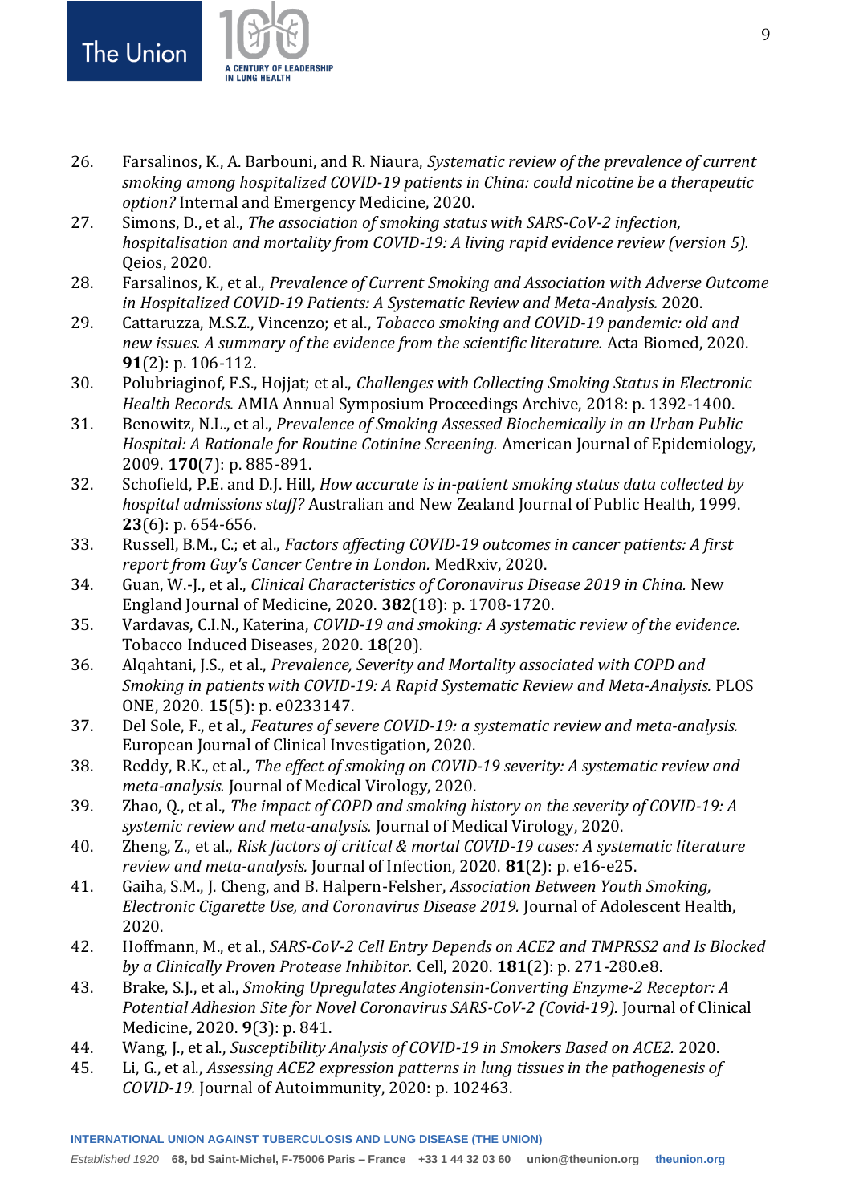26. Farsalinos, K., A. Barbouni, and R. Niaura, *Systematic review of the prevalence of current smoking among hospitalized COVID-19 patients in China: could nicotine be a therapeutic option?* Internal and Emergency Medicine, 2020.
27. Simons, D., et al., *The association of smoking status with SARS-CoV-2 infection, hospitalisation and mortality from COVID-19: A living rapid evidence review (version 5).* Qeios, 2020.
28. Farsalinos, K., et al., *Prevalence of Current Smoking and Association with Adverse Outcome in Hospitalized COVID-19 Patients: A Systematic Review and Meta-Analysis.* 2020.
29. Cattaruzza, M.S.Z., Vincenzo; et al., *Tobacco smoking and COVID-19 pandemic: old and new issues. A summary of the evidence from the scientific literature.* Acta Biomed, 2020. **91**(2): p. 106-112.
30. Polubriaginof, F.S., Hojjat; et al., *Challenges with Collecting Smoking Status in Electronic Health Records.* AMIA Annual Symposium Proceedings Archive, 2018: p. 1392-1400.
31. Benowitz, N.L., et al., *Prevalence of Smoking Assessed Biochemically in an Urban Public Hospital: A Rationale for Routine Cotinine Screening.* American Journal of Epidemiology, 2009. **170**(7): p. 885-891.
32. Schofield, P.E. and D.J. Hill, *How accurate is in-patient smoking status data collected by hospital admissions staff?* Australian and New Zealand Journal of Public Health, 1999. **23**(6): p. 654-656.
33. Russell, B.M., C.; et al., *Factors affecting COVID-19 outcomes in cancer patients: A first report from Guy's Cancer Centre in London.* MedRxiv, 2020.
34. Guan, W.-J., et al., *Clinical Characteristics of Coronavirus Disease 2019 in China.* New England Journal of Medicine, 2020. **382**(18): p. 1708-1720.
35. Vardavas, C.I.N., Katerina, *COVID-19 and smoking: A systematic review of the evidence.* Tobacco Induced Diseases, 2020. **18**(20).
36. Alqahtani, J.S., et al., *Prevalence, Severity and Mortality associated with COPD and Smoking in patients with COVID-19: A Rapid Systematic Review and Meta-Analysis.* PLOS ONE, 2020. **15**(5): p. e0233147.
37. Del Sole, F., et al., *Features of severe COVID-19: a systematic review and meta-analysis.* European Journal of Clinical Investigation, 2020.
38. Reddy, R.K., et al., *The effect of smoking on COVID-19 severity: A systematic review and meta-analysis.* Journal of Medical Virology, 2020.
39. Zhao, Q., et al., *The impact of COPD and smoking history on the severity of COVID-19: A systemic review and meta-analysis.* Journal of Medical Virology, 2020.
40. Zheng, Z., et al., *Risk factors of critical & mortal COVID-19 cases: A systematic literature review and meta-analysis.* Journal of Infection, 2020. **81**(2): p. e16-e25.
41. Gaiha, S.M., J. Cheng, and B. Halpern-Felsher, *Association Between Youth Smoking, Electronic Cigarette Use, and Coronavirus Disease 2019.* Journal of Adolescent Health, 2020.
42. Hoffmann, M., et al., *SARS-CoV-2 Cell Entry Depends on ACE2 and TMPRSS2 and Is Blocked by a Clinically Proven Protease Inhibitor.* Cell, 2020. **181**(2): p. 271-280.e8.
43. Brake, S.J., et al., *Smoking Upregulates Angiotensin-Converting Enzyme-2 Receptor: A Potential Adhesion Site for Novel Coronavirus SARS-CoV-2 (Covid-19).* Journal of Clinical Medicine, 2020. **9**(3): p. 841.
44. Wang, J., et al., *Susceptibility Analysis of COVID-19 in Smokers Based on ACE2.* 2020.
45. Li, G., et al., *Assessing ACE2 expression patterns in lung tissues in the pathogenesis of COVID-19.* Journal of Autoimmunity, 2020: p. 102463.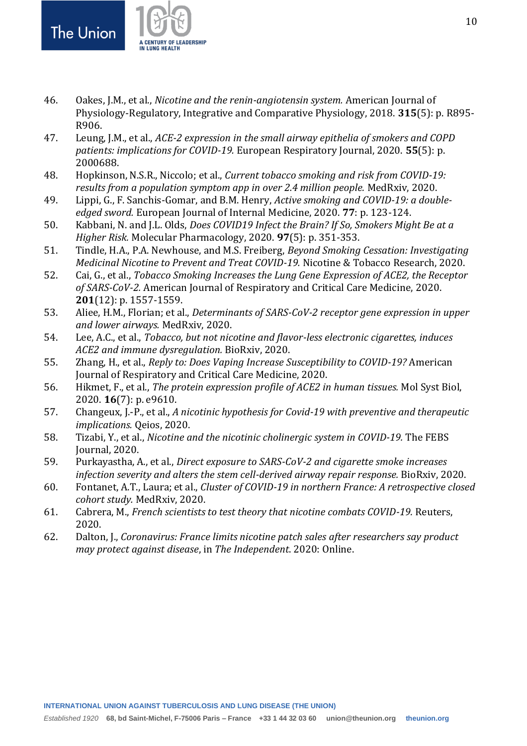46. Oakes, J.M., et al., *Nicotine and the renin-angiotensin system.* American Journal of Physiology-Regulatory, Integrative and Comparative Physiology, 2018. **315**(5): p. R895-R906.
47. Leung, J.M., et al., *ACE-2 expression in the small airway epithelia of smokers and COPD patients: implications for COVID-19.* European Respiratory Journal, 2020. **55**(5): p. 2000688.
48. Hopkinson, N.S.R., Niccolo; et al., *Current tobacco smoking and risk from COVID-19: results from a population symptom app in over 2.4 million people.* MedRxiv, 2020.
49. Lippi, G., F. Sanchis-Gomar, and B.M. Henry, *Active smoking and COVID-19: a double-edged sword.* European Journal of Internal Medicine, 2020. **77**: p. 123-124.
50. Kabbani, N. and J.L. Olds, *Does COVID19 Infect the Brain? If So, Smokers Might Be at a Higher Risk.* Molecular Pharmacology, 2020. **97**(5): p. 351-353.
51. Tindle, H.A., P.A. Newhouse, and M.S. Freiberg, *Beyond Smoking Cessation: Investigating Medicinal Nicotine to Prevent and Treat COVID-19.* Nicotine & Tobacco Research, 2020.
52. Cai, G., et al., *Tobacco Smoking Increases the Lung Gene Expression of ACE2, the Receptor of SARS-CoV-2.* American Journal of Respiratory and Critical Care Medicine, 2020. **201**(12): p. 1557-1559.
53. Aliee, H.M., Florian; et al., *Determinants of SARS-CoV-2 receptor gene expression in upper and lower airways.* MedRxiv, 2020.
54. Lee, A.C., et al., *Tobacco, but not nicotine and flavor-less electronic cigarettes, induces ACE2 and immune dysregulation.* BioRxiv, 2020.
55. Zhang, H., et al., *Reply to: Does Vaping Increase Susceptibility to COVID-19?* American Journal of Respiratory and Critical Care Medicine, 2020.
56. Hikmet, F., et al., *The protein expression profile of ACE2 in human tissues.* Mol Syst Biol, 2020. **16**(7): p. e9610.
57. Changeux, J.-P., et al., *A nicotinic hypothesis for Covid-19 with preventive and therapeutic implications.* Qeios, 2020.
58. Tizabi, Y., et al., *Nicotine and the nicotinic cholinergic system in COVID-19.* The FEBS Journal, 2020.
59. Purkayastha, A., et al., *Direct exposure to SARS-CoV-2 and cigarette smoke increases infection severity and alters the stem cell-derived airway repair response.* BioRxiv, 2020.
60. Fontanet, A.T., Laura; et al., *Cluster of COVID-19 in northern France: A retrospective closed cohort study.* MedRxiv, 2020.
61. Cabrera, M., *French scientists to test theory that nicotine combats COVID-19.* Reuters, 2020.
62. Dalton, J., *Coronavirus: France limits nicotine patch sales after researchers say product may protect against disease*, in *The Independent*. 2020: Online.